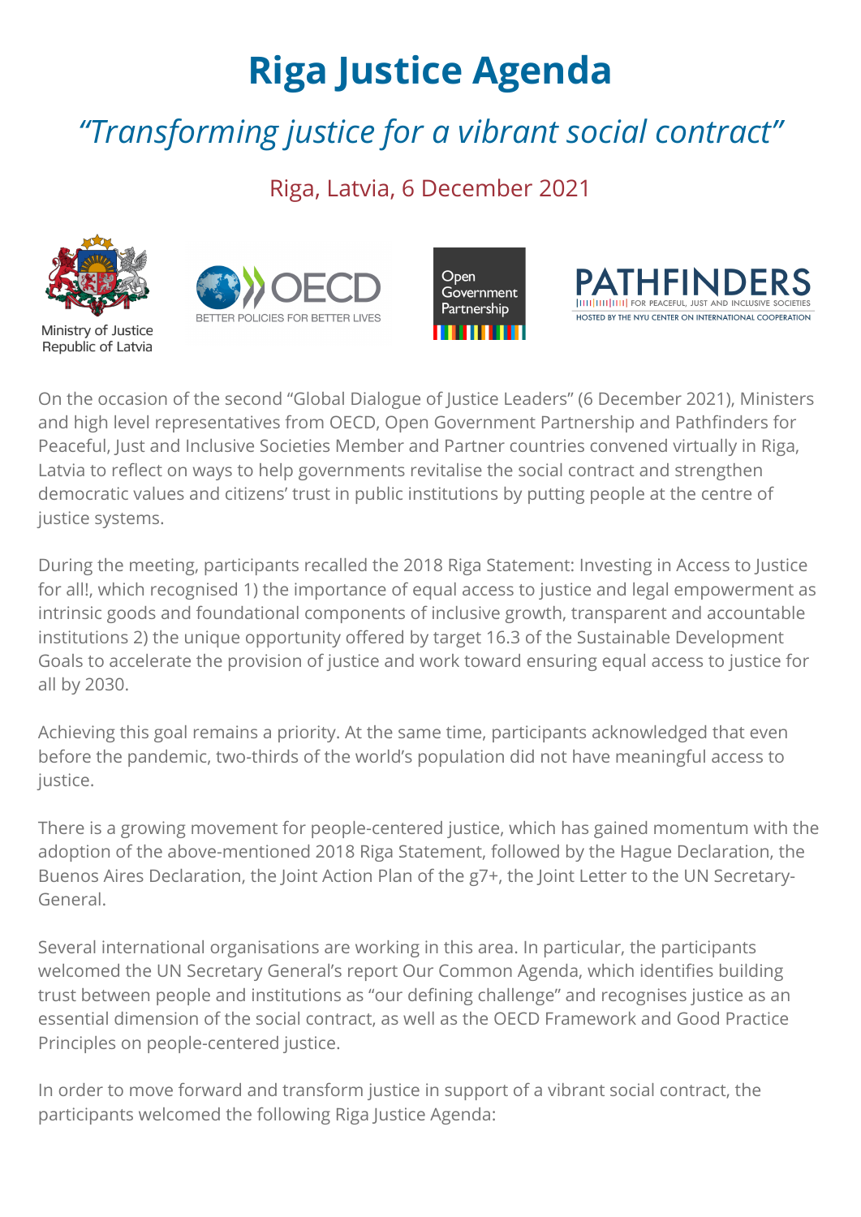# Riga Justice Agenda

## *"Transforming justice for a vibrant social contract"*

Riga, Latvia, 6 December 2021

Ministry of Justice
Republic of Latvia

OECD
BETTER POLICIES FOR BETTER LIVES

Open Government Partnership

PATHFINDERS
FOR PEACEFUL, JUST AND INCLUSIVE SOCIETIES
HOSTED BY THE NYU CENTER ON INTERNATIONAL COOPERATION

On the occasion of the second "Global Dialogue of Justice Leaders" (6 December 2021), Ministers and high level representatives from OECD, Open Government Partnership and Pathfinders for Peaceful, Just and Inclusive Societies Member and Partner countries convened virtually in Riga, Latvia to reflect on ways to help governments revitalise the social contract and strengthen democratic values and citizens' trust in public institutions by putting people at the centre of justice systems.

During the meeting, participants recalled the 2018 Riga Statement: Investing in Access to Justice for all!, which recognised 1) the importance of equal access to justice and legal empowerment as intrinsic goods and foundational components of inclusive growth, transparent and accountable institutions 2) the unique opportunity offered by target 16.3 of the Sustainable Development Goals to accelerate the provision of justice and work toward ensuring equal access to justice for all by 2030.

Achieving this goal remains a priority. At the same time, participants acknowledged that even before the pandemic, two-thirds of the world's population did not have meaningful access to justice.

There is a growing movement for people-centered justice, which has gained momentum with the adoption of the above-mentioned 2018 Riga Statement, followed by the Hague Declaration, the Buenos Aires Declaration, the Joint Action Plan of the g7+, the Joint Letter to the UN Secretary-General.

Several international organisations are working in this area. In particular, the participants welcomed the UN Secretary General's report Our Common Agenda, which identifies building trust between people and institutions as "our defining challenge" and recognises justice as an essential dimension of the social contract, as well as the OECD Framework and Good Practice Principles on people-centered justice.

In order to move forward and transform justice in support of a vibrant social contract, the participants welcomed the following Riga Justice Agenda: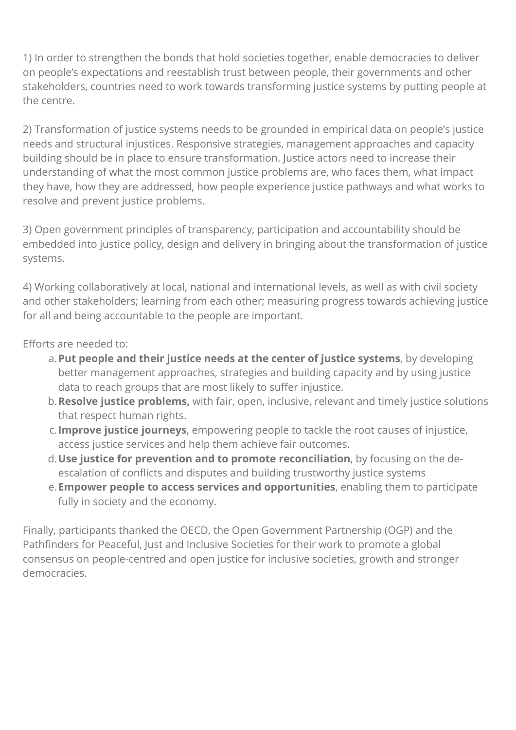1) In order to strengthen the bonds that hold societies together, enable democracies to deliver on people's expectations and reestablish trust between people, their governments and other stakeholders, countries need to work towards transforming justice systems by putting people at the centre.

2) Transformation of justice systems needs to be grounded in empirical data on people's justice needs and structural injustices. Responsive strategies, management approaches and capacity building should be in place to ensure transformation. Justice actors need to increase their understanding of what the most common justice problems are, who faces them, what impact they have, how they are addressed, how people experience justice pathways and what works to resolve and prevent justice problems.

3) Open government principles of transparency, participation and accountability should be embedded into justice policy, design and delivery in bringing about the transformation of justice systems.

4) Working collaboratively at local, national and international levels, as well as with civil society and other stakeholders; learning from each other; measuring progress towards achieving justice for all and being accountable to the people are important.

Efforts are needed to:

a. **Put people and their justice needs at the center of justice systems**, by developing better management approaches, strategies and building capacity and by using justice data to reach groups that are most likely to suffer injustice.
b. **Resolve justice problems,** with fair, open, inclusive, relevant and timely justice solutions that respect human rights.
c. **Improve justice journeys**, empowering people to tackle the root causes of injustice, access justice services and help them achieve fair outcomes.
d. **Use justice for prevention and to promote reconciliation**, by focusing on the de-escalation of conflicts and disputes and building trustworthy justice systems
e. **Empower people to access services and opportunities**, enabling them to participate fully in society and the economy.

Finally, participants thanked the OECD, the Open Government Partnership (OGP) and the Pathfinders for Peaceful, Just and Inclusive Societies for their work to promote a global consensus on people-centred and open justice for inclusive societies, growth and stronger democracies.